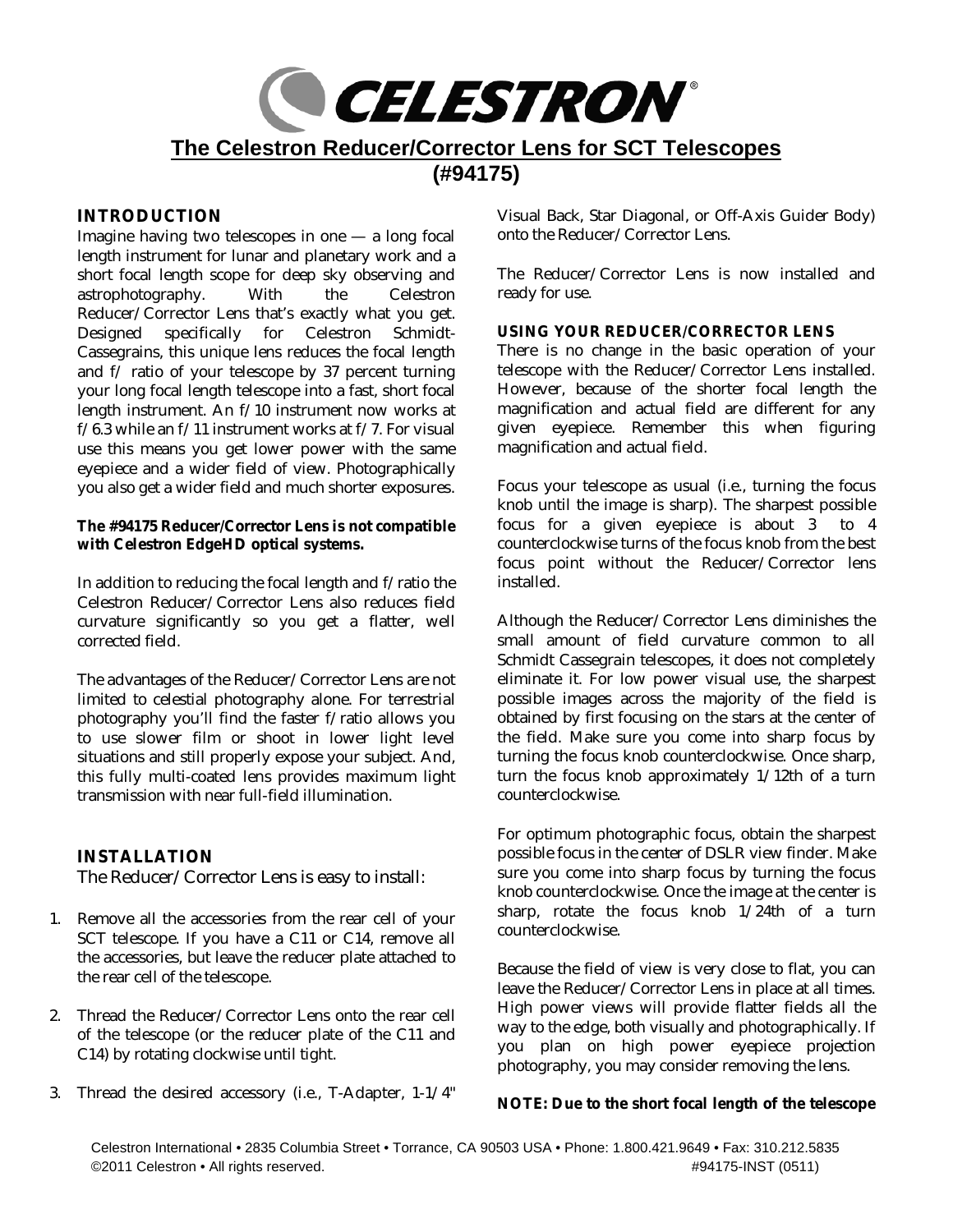# CELESTRON

## The Celestron Reducer/Corrector Lens for SCT Telescopes (#94175)

### INTRODUCTION

Imagine having two telescopes in one — a long focal length instrument for lunar and planetary work and a short focal length scope for deep sky observing and astrophotography. With the Celestron Reducer/Corrector Lens that's exactly what you get. Designed specifically for Celestron Schmidt-Cassegrains, this unique lens reduces the focal length and f/ ratio of your telescope by 37 percent turning your long focal length telescope into a fast, short focal length instrument. An f/10 instrument now works at f/6.3 while an f/11 instrument works at f/7. For visual use this means you get lower power with the same eyepiece and a wider field of view. Photographically you also get a wider field and much shorter exposures.

**The #94175 Reducer/Corrector Lens is not compatible with Celestron EdgeHD optical systems.**

In addition to reducing the focal length and f/ratio the Celestron Reducer/Corrector Lens also reduces field curvature significantly so you get a flatter, well corrected field.

The advantages of the Reducer/Corrector Lens are not limited to celestial photography alone. For terrestrial photography you'll find the faster f/ratio allows you to use slower film or shoot in lower light level situations and still properly expose your subject. And, this fully multi-coated lens provides maximum light transmission with near full-field illumination.

### INSTALLATION

The Reducer/Corrector Lens is easy to install:

1. Remove all the accessories from the rear cell of your SCT telescope. If you have a C11 or C14, remove all the accessories, but leave the reducer plate attached to the rear cell of the telescope.
2. Thread the Reducer/Corrector Lens onto the rear cell of the telescope (or the reducer plate of the C11 and C14) by rotating clockwise until tight.
3. Thread the desired accessory (i.e., T-Adapter, 1-1/4" Visual Back, Star Diagonal, or Off-Axis Guider Body) onto the Reducer/Corrector Lens.

The Reducer/Corrector Lens is now installed and ready for use.

### USING YOUR REDUCER/CORRECTOR LENS

There is no change in the basic operation of your telescope with the Reducer/Corrector Lens installed. However, because of the shorter focal length the magnification and actual field are different for any given eyepiece. Remember this when figuring magnification and actual field.

Focus your telescope as usual (i.e., turning the focus knob until the image is sharp). The sharpest possible focus for a given eyepiece is about 3 to 4 counterclockwise turns of the focus knob from the best focus point without the Reducer/Corrector lens installed.

Although the Reducer/Corrector Lens diminishes the small amount of field curvature common to all Schmidt Cassegrain telescopes, it does not completely eliminate it. For low power visual use, the sharpest possible images across the majority of the field is obtained by first focusing on the stars at the center of the field. Make sure you come into sharp focus by turning the focus knob counterclockwise. Once sharp, turn the focus knob approximately 1/12th of a turn counterclockwise.

For optimum photographic focus, obtain the sharpest possible focus in the center of DSLR view finder. Make sure you come into sharp focus by turning the focus knob counterclockwise. Once the image at the center is sharp, rotate the focus knob 1/24th of a turn counterclockwise.

Because the field of view is very close to flat, you can leave the Reducer/Corrector Lens in place at all times. High power views will provide flatter fields all the way to the edge, both visually and photographically. If you plan on high power eyepiece projection photography, you may consider removing the lens.

**NOTE: Due to the short focal length of the telescope**

Celestron International • 2835 Columbia Street • Torrance, CA 90503 USA • Phone: 1.800.421.9649 • Fax: 310.212.5835
©2011 Celestron • All rights reserved. #94175-INST (0511)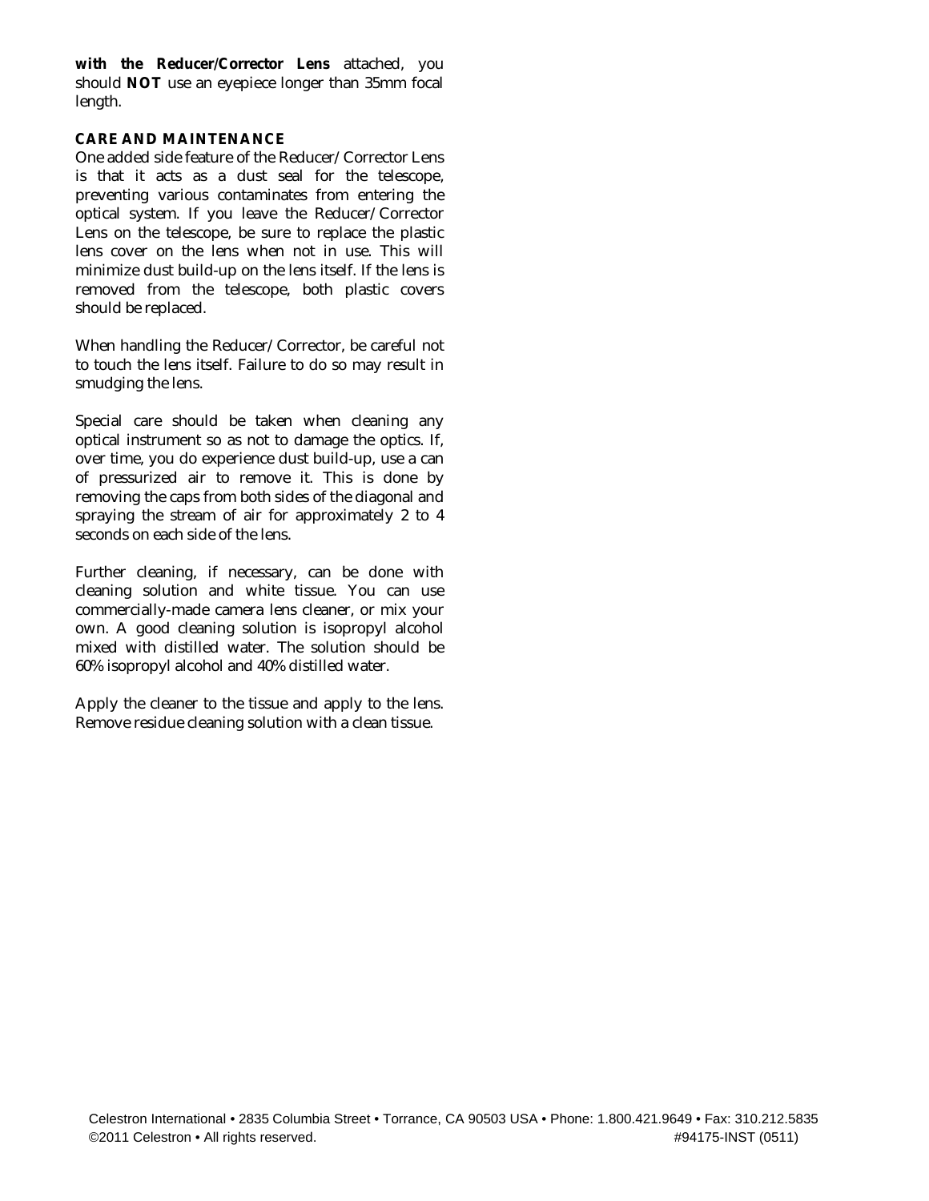**with the Reducer/Corrector Lens** attached, you should **NOT** use an eyepiece longer than 35mm focal length.

## CARE AND MAINTENANCE

One added side feature of the Reducer/Corrector Lens is that it acts as a dust seal for the telescope, preventing various contaminates from entering the optical system. If you leave the Reducer/Corrector Lens on the telescope, be sure to replace the plastic lens cover on the lens when not in use. This will minimize dust build-up on the lens itself. If the lens is removed from the telescope, both plastic covers should be replaced.

When handling the Reducer/Corrector, be careful not to touch the lens itself. Failure to do so may result in smudging the lens.

Special care should be taken when cleaning any optical instrument so as not to damage the optics. If, over time, you do experience dust build-up, use a can of pressurized air to remove it. This is done by removing the caps from both sides of the diagonal and spraying the stream of air for approximately 2 to 4 seconds on each side of the lens.

Further cleaning, if necessary, can be done with cleaning solution and white tissue. You can use commercially-made camera lens cleaner, or mix your own. A good cleaning solution is isopropyl alcohol mixed with distilled water. The solution should be 60% isopropyl alcohol and 40% distilled water.

Apply the cleaner to the tissue and apply to the lens. Remove residue cleaning solution with a clean tissue.

Celestron International • 2835 Columbia Street • Torrance, CA 90503 USA • Phone: 1.800.421.9649 • Fax: 310.212.5835
©2011 Celestron • All rights reserved. #94175-INST (0511)